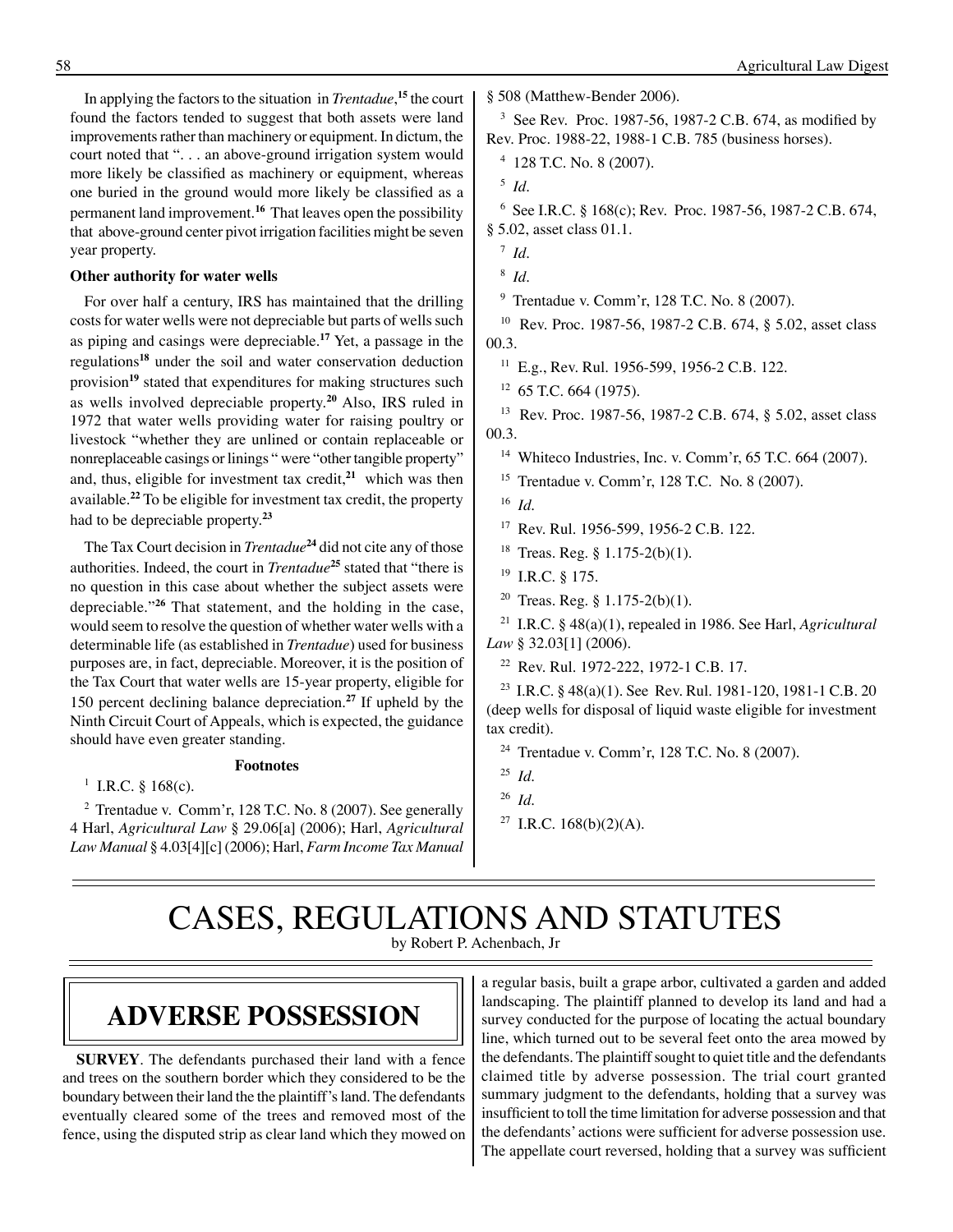In applying the factors to the situation in *Trentadue*,[15] the court found the factors tended to suggest that both assets were land improvements rather than machinery or equipment. In dictum, the court noted that ". . . an above-ground irrigation system would more likely be classified as machinery or equipment, whereas one buried in the ground would more likely be classified as a permanent land improvement.[16] That leaves open the possibility that above-ground center pivot irrigation facilities might be seven year property.

**Other authority for water wells**

For over half a century, IRS has maintained that the drilling costs for water wells were not depreciable but parts of wells such as piping and casings were depreciable.[17] Yet, a passage in the regulations[18] under the soil and water conservation deduction provision[19] stated that expenditures for making structures such as wells involved depreciable property.[20] Also, IRS ruled in 1972 that water wells providing water for raising poultry or livestock "whether they are unlined or contain replaceable or nonreplaceable casings or linings " were "other tangible property" and, thus, eligible for investment tax credit,[21] which was then available.[22] To be eligible for investment tax credit, the property had to be depreciable property.[23]

The Tax Court decision in *Trentadue*[24] did not cite any of those authorities. Indeed, the court in *Trentadue*[25] stated that "there is no question in this case about whether the subject assets were depreciable."[26] That statement, and the holding in the case, would seem to resolve the question of whether water wells with a determinable life (as established in *Trentadue*) used for business purposes are, in fact, depreciable. Moreover, it is the position of the Tax Court that water wells are 15-year property, eligible for 150 percent declining balance depreciation.[27] If upheld by the Ninth Circuit Court of Appeals, which is expected, the guidance should have even greater standing.

**Footnotes**

[1] I.R.C. § 168(c).

[2] Trentadue v. Comm'r, 128 T.C. No. 8 (2007). See generally 4 Harl, *Agricultural Law* § 29.06[a] (2006); Harl, *Agricultural Law Manual* § 4.03[4][c] (2006); Harl, *Farm Income Tax Manual* § 508 (Matthew-Bender 2006).

[3] See Rev. Proc. 1987-56, 1987-2 C.B. 674, as modified by Rev. Proc. 1988-22, 1988-1 C.B. 785 (business horses).

[4] 128 T.C. No. 8 (2007).

[5] *Id*.

[6] See I.R.C. § 168(c); Rev. Proc. 1987-56, 1987-2 C.B. 674, § 5.02, asset class 01.1.

[7] *Id*.

[8] *Id*.

[9] Trentadue v. Comm'r, 128 T.C. No. 8 (2007).

[10] Rev. Proc. 1987-56, 1987-2 C.B. 674, § 5.02, asset class 00.3.

[11] E.g., Rev. Rul. 1956-599, 1956-2 C.B. 122.

[12] 65 T.C. 664 (1975).

[13] Rev. Proc. 1987-56, 1987-2 C.B. 674, § 5.02, asset class 00.3.

[14] Whiteco Industries, Inc. v. Comm'r, 65 T.C. 664 (2007).

[15] Trentadue v. Comm'r, 128 T.C. No. 8 (2007).

[16] *Id*.

[17] Rev. Rul. 1956-599, 1956-2 C.B. 122.

[18] Treas. Reg. § 1.175-2(b)(1).

[19] I.R.C. § 175.

[20] Treas. Reg. § 1.175-2(b)(1).

[21] I.R.C. § 48(a)(1), repealed in 1986. See Harl, *Agricultural Law* § 32.03[1] (2006).

[22] Rev. Rul. 1972-222, 1972-1 C.B. 17.

[23] I.R.C. § 48(a)(1). See Rev. Rul. 1981-120, 1981-1 C.B. 20 (deep wells for disposal of liquid waste eligible for investment tax credit).

[24] Trentadue v. Comm'r, 128 T.C. No. 8 (2007).

[25] *Id.*

[26] *Id.*

[27] I.R.C. 168(b)(2)(A).

# CASES, REGULATIONS AND STATUTES

by Robert P. Achenbach, Jr

## ADVERSE POSSESSION

**SURVEY**. The defendants purchased their land with a fence and trees on the southern border which they considered to be the boundary between their land the the plaintiff's land. The defendants eventually cleared some of the trees and removed most of the fence, using the disputed strip as clear land which they mowed on a regular basis, built a grape arbor, cultivated a garden and added landscaping. The plaintiff planned to develop its land and had a survey conducted for the purpose of locating the actual boundary line, which turned out to be several feet onto the area mowed by the defendants. The plaintiff sought to quiet title and the defendants claimed title by adverse possession. The trial court granted summary judgment to the defendants, holding that a survey was insufficient to toll the time limitation for adverse possession and that the defendants' actions were sufficient for adverse possession use. The appellate court reversed, holding that a survey was sufficient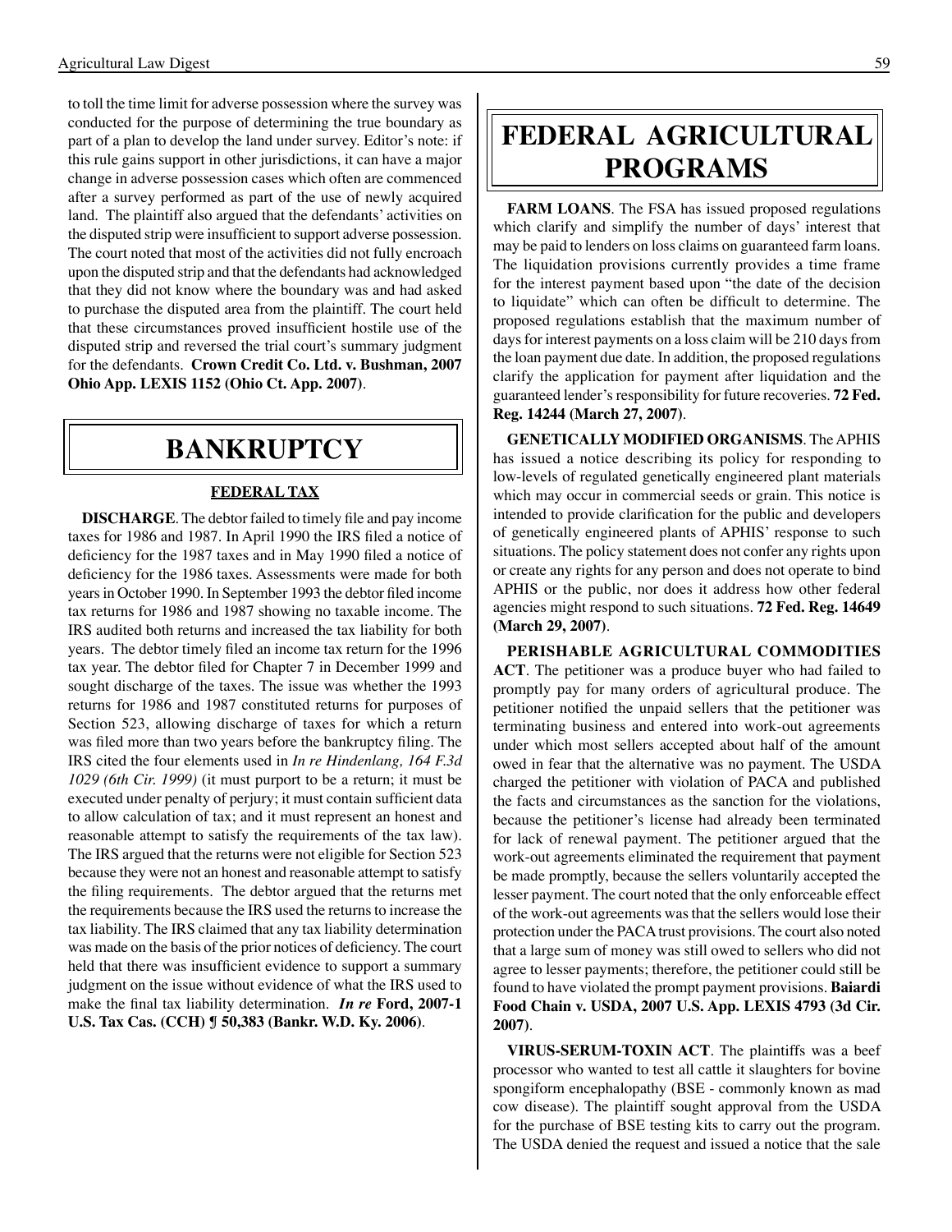to toll the time limit for adverse possession where the survey was conducted for the purpose of determining the true boundary as part of a plan to develop the land under survey. Editor's note: if this rule gains support in other jurisdictions, it can have a major change in adverse possession cases which often are commenced after a survey performed as part of the use of newly acquired land. The plaintiff also argued that the defendants' activities on the disputed strip were insufficient to support adverse possession. The court noted that most of the activities did not fully encroach upon the disputed strip and that the defendants had acknowledged that they did not know where the boundary was and had asked to purchase the disputed area from the plaintiff. The court held that these circumstances proved insufficient hostile use of the disputed strip and reversed the trial court's summary judgment for the defendants. **Crown Credit Co. Ltd. v. Bushman, 2007 Ohio App. LEXIS 1152 (Ohio Ct. App. 2007)**.

# BANKRUPTCY

## FEDERAL TAX

**DISCHARGE**. The debtor failed to timely file and pay income taxes for 1986 and 1987. In April 1990 the IRS filed a notice of deficiency for the 1987 taxes and in May 1990 filed a notice of deficiency for the 1986 taxes. Assessments were made for both years in October 1990. In September 1993 the debtor filed income tax returns for 1986 and 1987 showing no taxable income. The IRS audited both returns and increased the tax liability for both years. The debtor timely filed an income tax return for the 1996 tax year. The debtor filed for Chapter 7 in December 1999 and sought discharge of the taxes. The issue was whether the 1993 returns for 1986 and 1987 constituted returns for purposes of Section 523, allowing discharge of taxes for which a return was filed more than two years before the bankruptcy filing. The IRS cited the four elements used in *In re Hindenlang, 164 F.3d 1029 (6th Cir. 1999)* (it must purport to be a return; it must be executed under penalty of perjury; it must contain sufficient data to allow calculation of tax; and it must represent an honest and reasonable attempt to satisfy the requirements of the tax law). The IRS argued that the returns were not eligible for Section 523 because they were not an honest and reasonable attempt to satisfy the filing requirements. The debtor argued that the returns met the requirements because the IRS used the returns to increase the tax liability. The IRS claimed that any tax liability determination was made on the basis of the prior notices of deficiency. The court held that there was insufficient evidence to support a summary judgment on the issue without evidence of what the IRS used to make the final tax liability determination. ***In re* Ford, 2007-1 U.S. Tax Cas. (CCH) ¶ 50,383 (Bankr. W.D. Ky. 2006)**.

# FEDERAL AGRICULTURAL PROGRAMS

**FARM LOANS**. The FSA has issued proposed regulations which clarify and simplify the number of days' interest that may be paid to lenders on loss claims on guaranteed farm loans. The liquidation provisions currently provides a time frame for the interest payment based upon "the date of the decision to liquidate" which can often be difficult to determine. The proposed regulations establish that the maximum number of days for interest payments on a loss claim will be 210 days from the loan payment due date. In addition, the proposed regulations clarify the application for payment after liquidation and the guaranteed lender's responsibility for future recoveries. **72 Fed. Reg. 14244 (March 27, 2007)**.

**GENETICALLY MODIFIED ORGANISMS**. The APHIS has issued a notice describing its policy for responding to low-levels of regulated genetically engineered plant materials which may occur in commercial seeds or grain. This notice is intended to provide clarification for the public and developers of genetically engineered plants of APHIS' response to such situations. The policy statement does not confer any rights upon or create any rights for any person and does not operate to bind APHIS or the public, nor does it address how other federal agencies might respond to such situations. **72 Fed. Reg. 14649 (March 29, 2007)**.

**PERISHABLE AGRICULTURAL COMMODITIES ACT**. The petitioner was a produce buyer who had failed to promptly pay for many orders of agricultural produce. The petitioner notified the unpaid sellers that the petitioner was terminating business and entered into work-out agreements under which most sellers accepted about half of the amount owed in fear that the alternative was no payment. The USDA charged the petitioner with violation of PACA and published the facts and circumstances as the sanction for the violations, because the petitioner's license had already been terminated for lack of renewal payment. The petitioner argued that the work-out agreements eliminated the requirement that payment be made promptly, because the sellers voluntarily accepted the lesser payment. The court noted that the only enforceable effect of the work-out agreements was that the sellers would lose their protection under the PACA trust provisions. The court also noted that a large sum of money was still owed to sellers who did not agree to lesser payments; therefore, the petitioner could still be found to have violated the prompt payment provisions. **Baiardi Food Chain v. USDA, 2007 U.S. App. LEXIS 4793 (3d Cir. 2007)**.

**VIRUS-SERUM-TOXIN ACT**. The plaintiffs was a beef processor who wanted to test all cattle it slaughters for bovine spongiform encephalopathy (BSE - commonly known as mad cow disease). The plaintiff sought approval from the USDA for the purchase of BSE testing kits to carry out the program. The USDA denied the request and issued a notice that the sale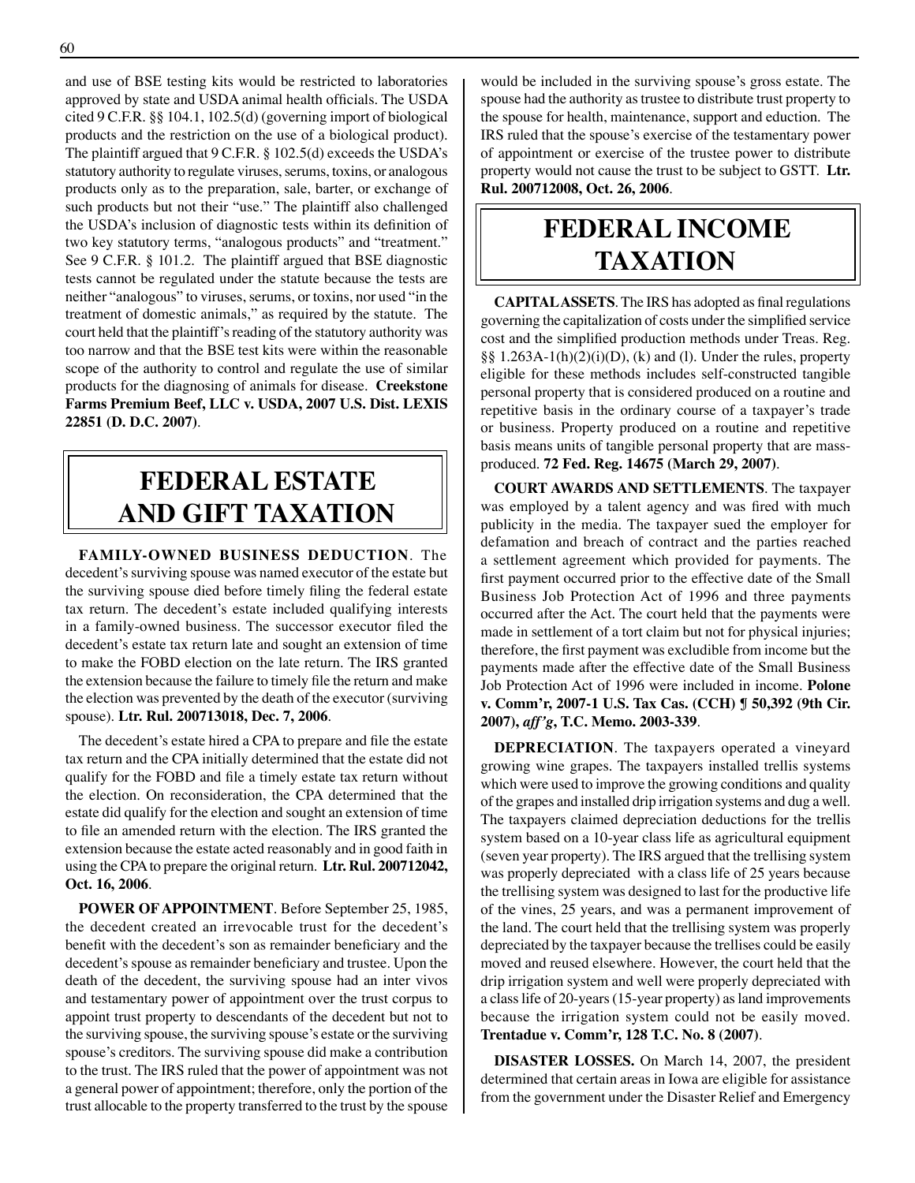and use of BSE testing kits would be restricted to laboratories approved by state and USDA animal health officials. The USDA cited 9 C.F.R. §§ 104.1, 102.5(d) (governing import of biological products and the restriction on the use of a biological product). The plaintiff argued that 9 C.F.R. § 102.5(d) exceeds the USDA's statutory authority to regulate viruses, serums, toxins, or analogous products only as to the preparation, sale, barter, or exchange of such products but not their "use." The plaintiff also challenged the USDA's inclusion of diagnostic tests within its definition of two key statutory terms, "analogous products" and "treatment." See 9 C.F.R. § 101.2. The plaintiff argued that BSE diagnostic tests cannot be regulated under the statute because the tests are neither "analogous" to viruses, serums, or toxins, nor used "in the treatment of domestic animals," as required by the statute. The court held that the plaintiff's reading of the statutory authority was too narrow and that the BSE test kits were within the reasonable scope of the authority to control and regulate the use of similar products for the diagnosing of animals for disease. **Creekstone Farms Premium Beef, LLC v. USDA, 2007 U.S. Dist. LEXIS 22851 (D. D.C. 2007)**.

# FEDERAL ESTATE AND GIFT TAXATION

**FAMILY-OWNED BUSINESS DEDUCTION**. The decedent's surviving spouse was named executor of the estate but the surviving spouse died before timely filing the federal estate tax return. The decedent's estate included qualifying interests in a family-owned business. The successor executor filed the decedent's estate tax return late and sought an extension of time to make the FOBD election on the late return. The IRS granted the extension because the failure to timely file the return and make the election was prevented by the death of the executor (surviving spouse). **Ltr. Rul. 200713018, Dec. 7, 2006**.

The decedent's estate hired a CPA to prepare and file the estate tax return and the CPA initially determined that the estate did not qualify for the FOBD and file a timely estate tax return without the election. On reconsideration, the CPA determined that the estate did qualify for the election and sought an extension of time to file an amended return with the election. The IRS granted the extension because the estate acted reasonably and in good faith in using the CPA to prepare the original return. **Ltr. Rul. 200712042, Oct. 16, 2006**.

**POWER OF APPOINTMENT**. Before September 25, 1985, the decedent created an irrevocable trust for the decedent's benefit with the decedent's son as remainder beneficiary and the decedent's spouse as remainder beneficiary and trustee. Upon the death of the decedent, the surviving spouse had an inter vivos and testamentary power of appointment over the trust corpus to appoint trust property to descendants of the decedent but not to the surviving spouse, the surviving spouse's estate or the surviving spouse's creditors. The surviving spouse did make a contribution to the trust. The IRS ruled that the power of appointment was not a general power of appointment; therefore, only the portion of the trust allocable to the property transferred to the trust by the spouse would be included in the surviving spouse's gross estate. The spouse had the authority as trustee to distribute trust property to the spouse for health, maintenance, support and eduction. The IRS ruled that the spouse's exercise of the testamentary power of appointment or exercise of the trustee power to distribute property would not cause the trust to be subject to GSTT. **Ltr. Rul. 200712008, Oct. 26, 2006**.

# FEDERAL INCOME TAXATION

**CAPITAL ASSETS**. The IRS has adopted as final regulations governing the capitalization of costs under the simplified service cost and the simplified production methods under Treas. Reg. §§ 1.263A-1(h)(2)(i)(D), (k) and (l). Under the rules, property eligible for these methods includes self-constructed tangible personal property that is considered produced on a routine and repetitive basis in the ordinary course of a taxpayer's trade or business. Property produced on a routine and repetitive basis means units of tangible personal property that are mass-produced. **72 Fed. Reg. 14675 (March 29, 2007)**.

**COURT AWARDS AND SETTLEMENTS**. The taxpayer was employed by a talent agency and was fired with much publicity in the media. The taxpayer sued the employer for defamation and breach of contract and the parties reached a settlement agreement which provided for payments. The first payment occurred prior to the effective date of the Small Business Job Protection Act of 1996 and three payments occurred after the Act. The court held that the payments were made in settlement of a tort claim but not for physical injuries; therefore, the first payment was excludible from income but the payments made after the effective date of the Small Business Job Protection Act of 1996 were included in income. **Polone v. Comm'r, 2007-1 U.S. Tax Cas. (CCH) ¶ 50,392 (9th Cir. 2007), *aff'g*, T.C. Memo. 2003-339**.

**DEPRECIATION**. The taxpayers operated a vineyard growing wine grapes. The taxpayers installed trellis systems which were used to improve the growing conditions and quality of the grapes and installed drip irrigation systems and dug a well. The taxpayers claimed depreciation deductions for the trellis system based on a 10-year class life as agricultural equipment (seven year property). The IRS argued that the trellising system was properly depreciated with a class life of 25 years because the trellising system was designed to last for the productive life of the vines, 25 years, and was a permanent improvement of the land. The court held that the trellising system was properly depreciated by the taxpayer because the trellises could be easily moved and reused elsewhere. However, the court held that the drip irrigation system and well were properly depreciated with a class life of 20-years (15-year property) as land improvements because the irrigation system could not be easily moved. **Trentadue v. Comm'r, 128 T.C. No. 8 (2007)**.

**DISASTER LOSSES.** On March 14, 2007, the president determined that certain areas in Iowa are eligible for assistance from the government under the Disaster Relief and Emergency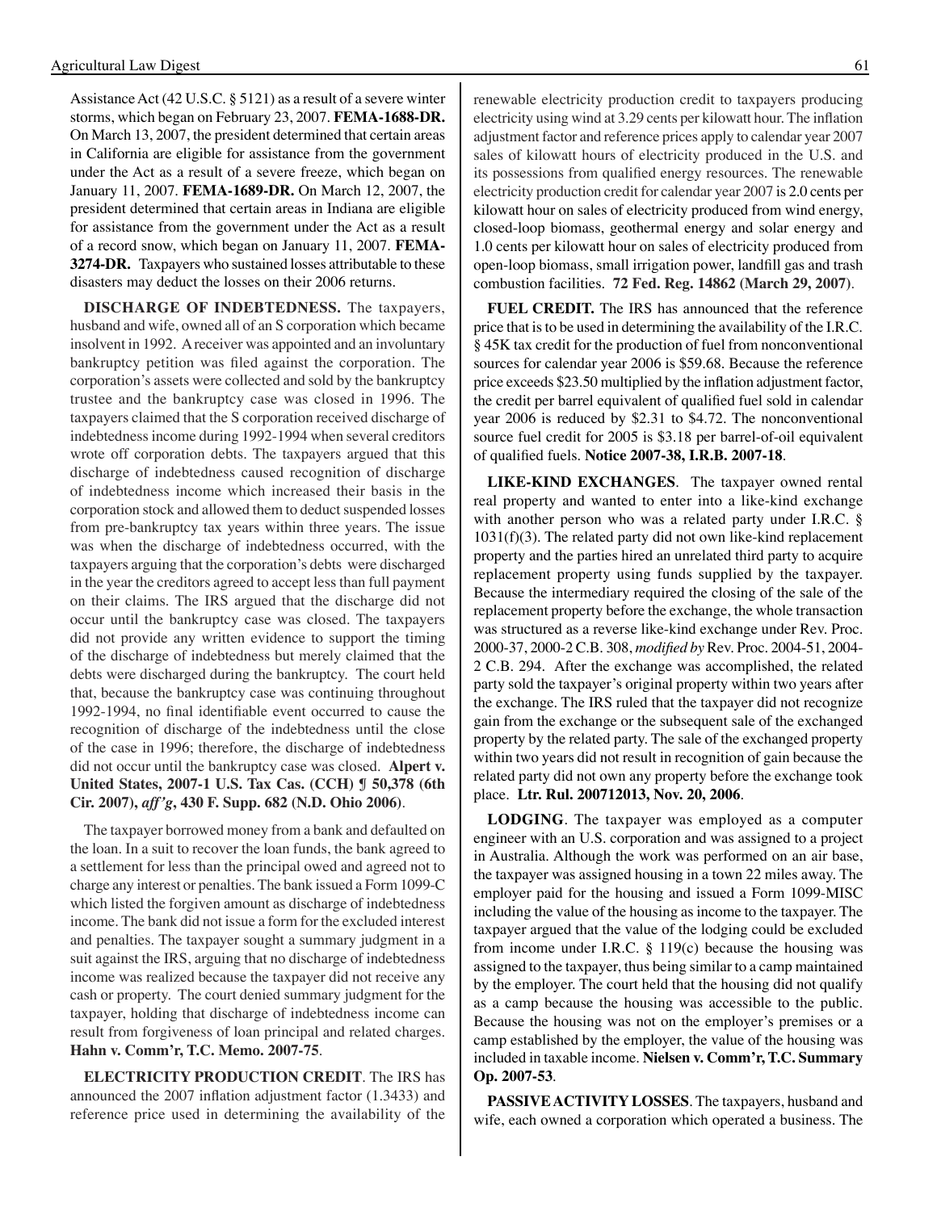Assistance Act (42 U.S.C. § 5121) as a result of a severe winter storms, which began on February 23, 2007. **FEMA-1688-DR.** On March 13, 2007, the president determined that certain areas in California are eligible for assistance from the government under the Act as a result of a severe freeze, which began on January 11, 2007. **FEMA-1689-DR.** On March 12, 2007, the president determined that certain areas in Indiana are eligible for assistance from the government under the Act as a result of a record snow, which began on January 11, 2007. **FEMA-3274-DR.** Taxpayers who sustained losses attributable to these disasters may deduct the losses on their 2006 returns.

**DISCHARGE OF INDEBTEDNESS.** The taxpayers, husband and wife, owned all of an S corporation which became insolvent in 1992. A receiver was appointed and an involuntary bankruptcy petition was filed against the corporation. The corporation's assets were collected and sold by the bankruptcy trustee and the bankruptcy case was closed in 1996. The taxpayers claimed that the S corporation received discharge of indebtedness income during 1992-1994 when several creditors wrote off corporation debts. The taxpayers argued that this discharge of indebtedness caused recognition of discharge of indebtedness income which increased their basis in the corporation stock and allowed them to deduct suspended losses from pre-bankruptcy tax years within three years. The issue was when the discharge of indebtedness occurred, with the taxpayers arguing that the corporation's debts were discharged in the year the creditors agreed to accept less than full payment on their claims. The IRS argued that the discharge did not occur until the bankruptcy case was closed. The taxpayers did not provide any written evidence to support the timing of the discharge of indebtedness but merely claimed that the debts were discharged during the bankruptcy. The court held that, because the bankruptcy case was continuing throughout 1992-1994, no final identifiable event occurred to cause the recognition of discharge of the indebtedness until the close of the case in 1996; therefore, the discharge of indebtedness did not occur until the bankruptcy case was closed. **Alpert v. United States, 2007-1 U.S. Tax Cas. (CCH) ¶ 50,378 (6th Cir. 2007),** ***aff'g*****, 430 F. Supp. 682 (N.D. Ohio 2006)**.

The taxpayer borrowed money from a bank and defaulted on the loan. In a suit to recover the loan funds, the bank agreed to a settlement for less than the principal owed and agreed not to charge any interest or penalties. The bank issued a Form 1099-C which listed the forgiven amount as discharge of indebtedness income. The bank did not issue a form for the excluded interest and penalties. The taxpayer sought a summary judgment in a suit against the IRS, arguing that no discharge of indebtedness income was realized because the taxpayer did not receive any cash or property. The court denied summary judgment for the taxpayer, holding that discharge of indebtedness income can result from forgiveness of loan principal and related charges. **Hahn v. Comm'r, T.C. Memo. 2007-75**.

**ELECTRICITY PRODUCTION CREDIT**. The IRS has announced the 2007 inflation adjustment factor (1.3433) and reference price used in determining the availability of the renewable electricity production credit to taxpayers producing electricity using wind at 3.29 cents per kilowatt hour. The inflation adjustment factor and reference prices apply to calendar year 2007 sales of kilowatt hours of electricity produced in the U.S. and its possessions from qualified energy resources. The renewable electricity production credit for calendar year 2007 is 2.0 cents per kilowatt hour on sales of electricity produced from wind energy, closed-loop biomass, geothermal energy and solar energy and 1.0 cents per kilowatt hour on sales of electricity produced from open-loop biomass, small irrigation power, landfill gas and trash combustion facilities. **72 Fed. Reg. 14862 (March 29, 2007)**.

**FUEL CREDIT.** The IRS has announced that the reference price that is to be used in determining the availability of the I.R.C. § 45K tax credit for the production of fuel from nonconventional sources for calendar year 2006 is $59.68. Because the reference price exceeds $23.50 multiplied by the inflation adjustment factor, the credit per barrel equivalent of qualified fuel sold in calendar year 2006 is reduced by $2.31 to $4.72. The nonconventional source fuel credit for 2005 is $3.18 per barrel-of-oil equivalent of qualified fuels. **Notice 2007-38, I.R.B. 2007-18**.

**LIKE-KIND EXCHANGES**. The taxpayer owned rental real property and wanted to enter into a like-kind exchange with another person who was a related party under I.R.C. § 1031(f)(3). The related party did not own like-kind replacement property and the parties hired an unrelated third party to acquire replacement property using funds supplied by the taxpayer. Because the intermediary required the closing of the sale of the replacement property before the exchange, the whole transaction was structured as a reverse like-kind exchange under Rev. Proc. 2000-37, 2000-2 C.B. 308, *modified by* Rev. Proc. 2004-51, 2004-2 C.B. 294. After the exchange was accomplished, the related party sold the taxpayer's original property within two years after the exchange. The IRS ruled that the taxpayer did not recognize gain from the exchange or the subsequent sale of the exchanged property by the related party. The sale of the exchanged property within two years did not result in recognition of gain because the related party did not own any property before the exchange took place. **Ltr. Rul. 200712013, Nov. 20, 2006**.

**LODGING**. The taxpayer was employed as a computer engineer with an U.S. corporation and was assigned to a project in Australia. Although the work was performed on an air base, the taxpayer was assigned housing in a town 22 miles away. The employer paid for the housing and issued a Form 1099-MISC including the value of the housing as income to the taxpayer. The taxpayer argued that the value of the lodging could be excluded from income under I.R.C. § 119(c) because the housing was assigned to the taxpayer, thus being similar to a camp maintained by the employer. The court held that the housing did not qualify as a camp because the housing was accessible to the public. Because the housing was not on the employer's premises or a camp established by the employer, the value of the housing was included in taxable income. **Nielsen v. Comm'r, T.C. Summary Op. 2007-53**.

**PASSIVE ACTIVITY LOSSES**. The taxpayers, husband and wife, each owned a corporation which operated a business. The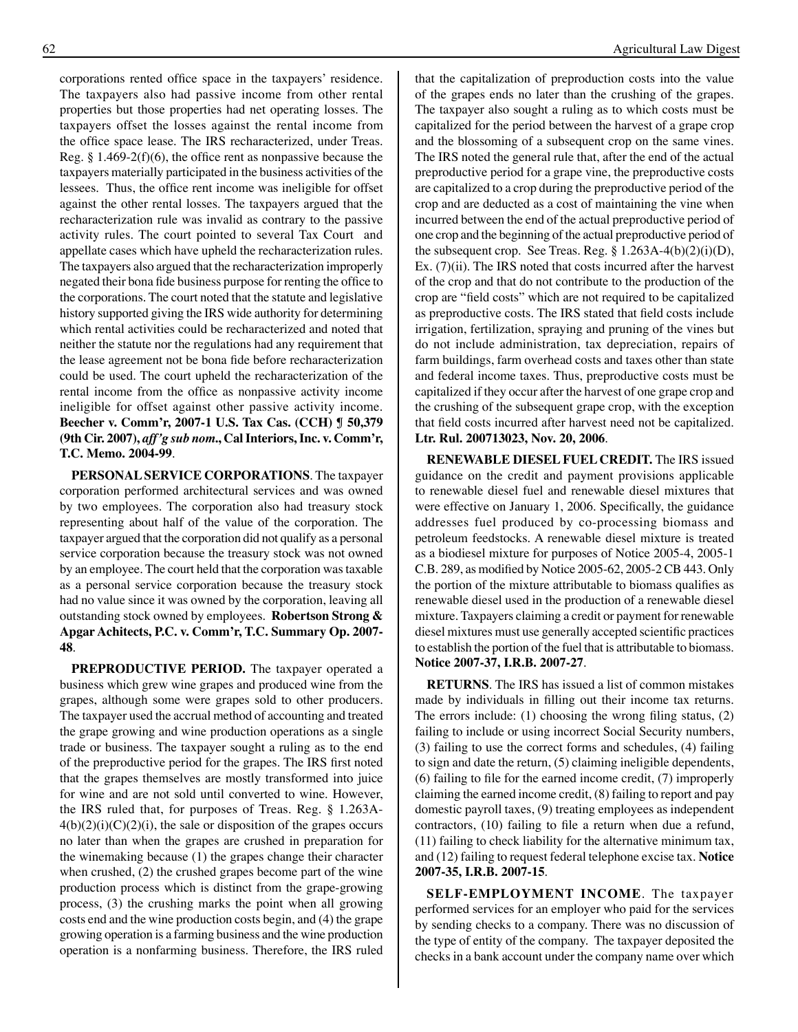corporations rented office space in the taxpayers' residence. The taxpayers also had passive income from other rental properties but those properties had net operating losses. The taxpayers offset the losses against the rental income from the office space lease. The IRS recharacterized, under Treas. Reg. § 1.469-2(f)(6), the office rent as nonpassive because the taxpayers materially participated in the business activities of the lessees. Thus, the office rent income was ineligible for offset against the other rental losses. The taxpayers argued that the recharacterization rule was invalid as contrary to the passive activity rules. The court pointed to several Tax Court and appellate cases which have upheld the recharacterization rules. The taxpayers also argued that the recharacterization improperly negated their bona fide business purpose for renting the office to the corporations. The court noted that the statute and legislative history supported giving the IRS wide authority for determining which rental activities could be recharacterized and noted that neither the statute nor the regulations had any requirement that the lease agreement not be bona fide before recharacterization could be used. The court upheld the recharacterization of the rental income from the office as nonpassive activity income ineligible for offset against other passive activity income. **Beecher v. Comm'r, 2007-1 U.S. Tax Cas. (CCH) ¶ 50,379 (9th Cir. 2007), *aff'g sub nom*., Cal Interiors, Inc. v. Comm'r, T.C. Memo. 2004-99**.

**PERSONAL SERVICE CORPORATIONS**. The taxpayer corporation performed architectural services and was owned by two employees. The corporation also had treasury stock representing about half of the value of the corporation. The taxpayer argued that the corporation did not qualify as a personal service corporation because the treasury stock was not owned by an employee. The court held that the corporation was taxable as a personal service corporation because the treasury stock had no value since it was owned by the corporation, leaving all outstanding stock owned by employees. **Robertson Strong & Apgar Achitects, P.C. v. Comm'r, T.C. Summary Op. 2007-48**.

**PREPRODUCTIVE PERIOD.** The taxpayer operated a business which grew wine grapes and produced wine from the grapes, although some were grapes sold to other producers. The taxpayer used the accrual method of accounting and treated the grape growing and wine production operations as a single trade or business. The taxpayer sought a ruling as to the end of the preproductive period for the grapes. The IRS first noted that the grapes themselves are mostly transformed into juice for wine and are not sold until converted to wine. However, the IRS ruled that, for purposes of Treas. Reg. § 1.263A-4(b)(2)(i)(C)(2)(i), the sale or disposition of the grapes occurs no later than when the grapes are crushed in preparation for the winemaking because (1) the grapes change their character when crushed, (2) the crushed grapes become part of the wine production process which is distinct from the grape-growing process, (3) the crushing marks the point when all growing costs end and the wine production costs begin, and (4) the grape growing operation is a farming business and the wine production operation is a nonfarming business. Therefore, the IRS ruled that the capitalization of preproduction costs into the value of the grapes ends no later than the crushing of the grapes. The taxpayer also sought a ruling as to which costs must be capitalized for the period between the harvest of a grape crop and the blossoming of a subsequent crop on the same vines. The IRS noted the general rule that, after the end of the actual preproductive period for a grape vine, the preproductive costs are capitalized to a crop during the preproductive period of the crop and are deducted as a cost of maintaining the vine when incurred between the end of the actual preproductive period of one crop and the beginning of the actual preproductive period of the subsequent crop. See Treas. Reg. § 1.263A-4(b)(2)(i)(D), Ex. (7)(ii). The IRS noted that costs incurred after the harvest of the crop and that do not contribute to the production of the crop are "field costs" which are not required to be capitalized as preproductive costs. The IRS stated that field costs include irrigation, fertilization, spraying and pruning of the vines but do not include administration, tax depreciation, repairs of farm buildings, farm overhead costs and taxes other than state and federal income taxes. Thus, preproductive costs must be capitalized if they occur after the harvest of one grape crop and the crushing of the subsequent grape crop, with the exception that field costs incurred after harvest need not be capitalized. **Ltr. Rul. 200713023, Nov. 20, 2006**.

**RENEWABLE DIESEL FUEL CREDIT.** The IRS issued guidance on the credit and payment provisions applicable to renewable diesel fuel and renewable diesel mixtures that were effective on January 1, 2006. Specifically, the guidance addresses fuel produced by co-processing biomass and petroleum feedstocks. A renewable diesel mixture is treated as a biodiesel mixture for purposes of Notice 2005-4, 2005-1 C.B. 289, as modified by Notice 2005-62, 2005-2 CB 443. Only the portion of the mixture attributable to biomass qualifies as renewable diesel used in the production of a renewable diesel mixture. Taxpayers claiming a credit or payment for renewable diesel mixtures must use generally accepted scientific practices to establish the portion of the fuel that is attributable to biomass. **Notice 2007-37, I.R.B. 2007-27**.

**RETURNS**. The IRS has issued a list of common mistakes made by individuals in filling out their income tax returns. The errors include: (1) choosing the wrong filing status, (2) failing to include or using incorrect Social Security numbers, (3) failing to use the correct forms and schedules, (4) failing to sign and date the return, (5) claiming ineligible dependents, (6) failing to file for the earned income credit, (7) improperly claiming the earned income credit, (8) failing to report and pay domestic payroll taxes, (9) treating employees as independent contractors, (10) failing to file a return when due a refund, (11) failing to check liability for the alternative minimum tax, and (12) failing to request federal telephone excise tax. **Notice 2007-35, I.R.B. 2007-15**.

**SELF-EMPLOYMENT INCOME**. The taxpayer performed services for an employer who paid for the services by sending checks to a company. There was no discussion of the type of entity of the company. The taxpayer deposited the checks in a bank account under the company name over which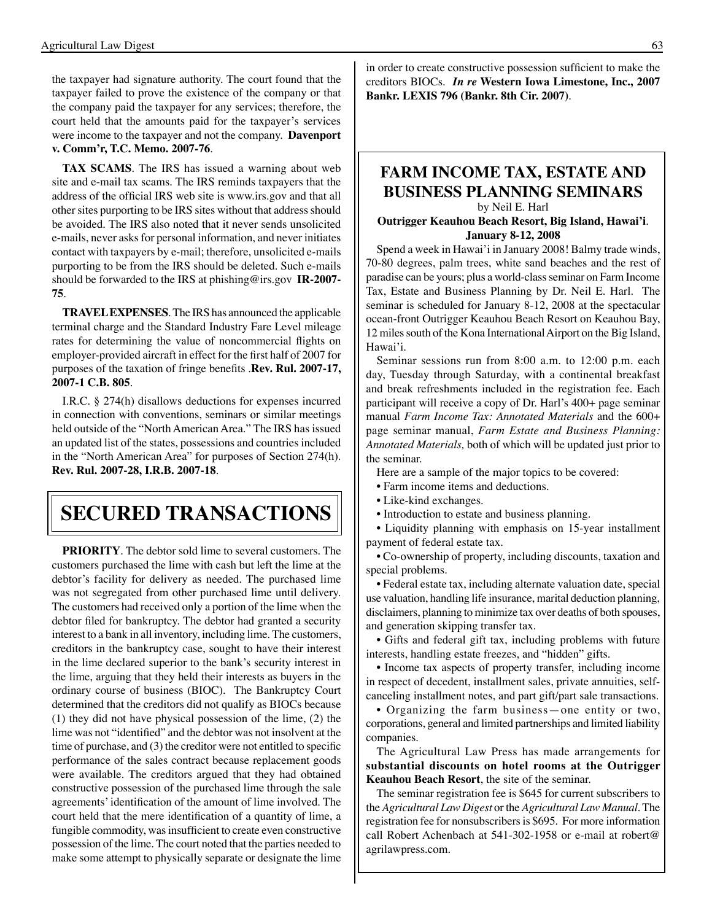the taxpayer had signature authority. The court found that the taxpayer failed to prove the existence of the company or that the company paid the taxpayer for any services; therefore, the court held that the amounts paid for the taxpayer's services were income to the taxpayer and not the company. **Davenport v. Comm'r, T.C. Memo. 2007-76**.

**TAX SCAMS**. The IRS has issued a warning about web site and e-mail tax scams. The IRS reminds taxpayers that the address of the official IRS web site is www.irs.gov and that all other sites purporting to be IRS sites without that address should be avoided. The IRS also noted that it never sends unsolicited e-mails, never asks for personal information, and never initiates contact with taxpayers by e-mail; therefore, unsolicited e-mails purporting to be from the IRS should be deleted. Such e-mails should be forwarded to the IRS at phishing@irs.gov **IR-2007-75**.

**TRAVEL EXPENSES**. The IRS has announced the applicable terminal charge and the Standard Industry Fare Level mileage rates for determining the value of noncommercial flights on employer-provided aircraft in effect for the first half of 2007 for purposes of the taxation of fringe benefits .**Rev. Rul. 2007-17, 2007-1 C.B. 805**.

I.R.C. § 274(h) disallows deductions for expenses incurred in connection with conventions, seminars or similar meetings held outside of the "North American Area." The IRS has issued an updated list of the states, possessions and countries included in the "North American Area" for purposes of Section 274(h). **Rev. Rul. 2007-28, I.R.B. 2007-18**.

# SECURED TRANSACTIONS

**PRIORITY**. The debtor sold lime to several customers. The customers purchased the lime with cash but left the lime at the debtor's facility for delivery as needed. The purchased lime was not segregated from other purchased lime until delivery. The customers had received only a portion of the lime when the debtor filed for bankruptcy. The debtor had granted a security interest to a bank in all inventory, including lime. The customers, creditors in the bankruptcy case, sought to have their interest in the lime declared superior to the bank's security interest in the lime, arguing that they held their interests as buyers in the ordinary course of business (BIOC). The Bankruptcy Court determined that the creditors did not qualify as BIOCs because (1) they did not have physical possession of the lime, (2) the lime was not "identified" and the debtor was not insolvent at the time of purchase, and (3) the creditor were not entitled to specific performance of the sales contract because replacement goods were available. The creditors argued that they had obtained constructive possession of the purchased lime through the sale agreements' identification of the amount of lime involved. The court held that the mere identification of a quantity of lime, a fungible commodity, was insufficient to create even constructive possession of the lime. The court noted that the parties needed to make some attempt to physically separate or designate the lime in order to create constructive possession sufficient to make the creditors BIOCs. ***In re*** **Western Iowa Limestone, Inc., 2007 Bankr. LEXIS 796 (Bankr. 8th Cir. 2007)**.

## FARM INCOME TAX, ESTATE AND BUSINESS PLANNING SEMINARS

by Neil E. Harl

**Outrigger Keauhou Beach Resort, Big Island, Hawai'i**.
**January 8-12, 2008**

Spend a week in Hawai'i in January 2008! Balmy trade winds, 70-80 degrees, palm trees, white sand beaches and the rest of paradise can be yours; plus a world-class seminar on Farm Income Tax, Estate and Business Planning by Dr. Neil E. Harl. The seminar is scheduled for January 8-12, 2008 at the spectacular ocean-front Outrigger Keauhou Beach Resort on Keauhou Bay, 12 miles south of the Kona International Airport on the Big Island, Hawai'i.

Seminar sessions run from 8:00 a.m. to 12:00 p.m. each day, Tuesday through Saturday, with a continental breakfast and break refreshments included in the registration fee. Each participant will receive a copy of Dr. Harl's 400+ page seminar manual *Farm Income Tax: Annotated Materials* and the 600+ page seminar manual, *Farm Estate and Business Planning: Annotated Materials,* both of which will be updated just prior to the seminar.

Here are a sample of the major topics to be covered:

- Farm income items and deductions.
- Like-kind exchanges.
- Introduction to estate and business planning.
- Liquidity planning with emphasis on 15-year installment payment of federal estate tax.
- Co-ownership of property, including discounts, taxation and special problems.
- Federal estate tax, including alternate valuation date, special use valuation, handling life insurance, marital deduction planning, disclaimers, planning to minimize tax over deaths of both spouses, and generation skipping transfer tax.
- Gifts and federal gift tax, including problems with future interests, handling estate freezes, and "hidden" gifts.
- Income tax aspects of property transfer, including income in respect of decedent, installment sales, private annuities, self-canceling installment notes, and part gift/part sale transactions.
- Organizing the farm business—one entity or two, corporations, general and limited partnerships and limited liability companies.

The Agricultural Law Press has made arrangements for **substantial discounts on hotel rooms at the Outrigger Keauhou Beach Resort**, the site of the seminar.

The seminar registration fee is $645 for current subscribers to the *Agricultural Law Digest* or the *Agricultural Law Manual*. The registration fee for nonsubscribers is $695. For more information call Robert Achenbach at 541-302-1958 or e-mail at robert@agrilawpress.com.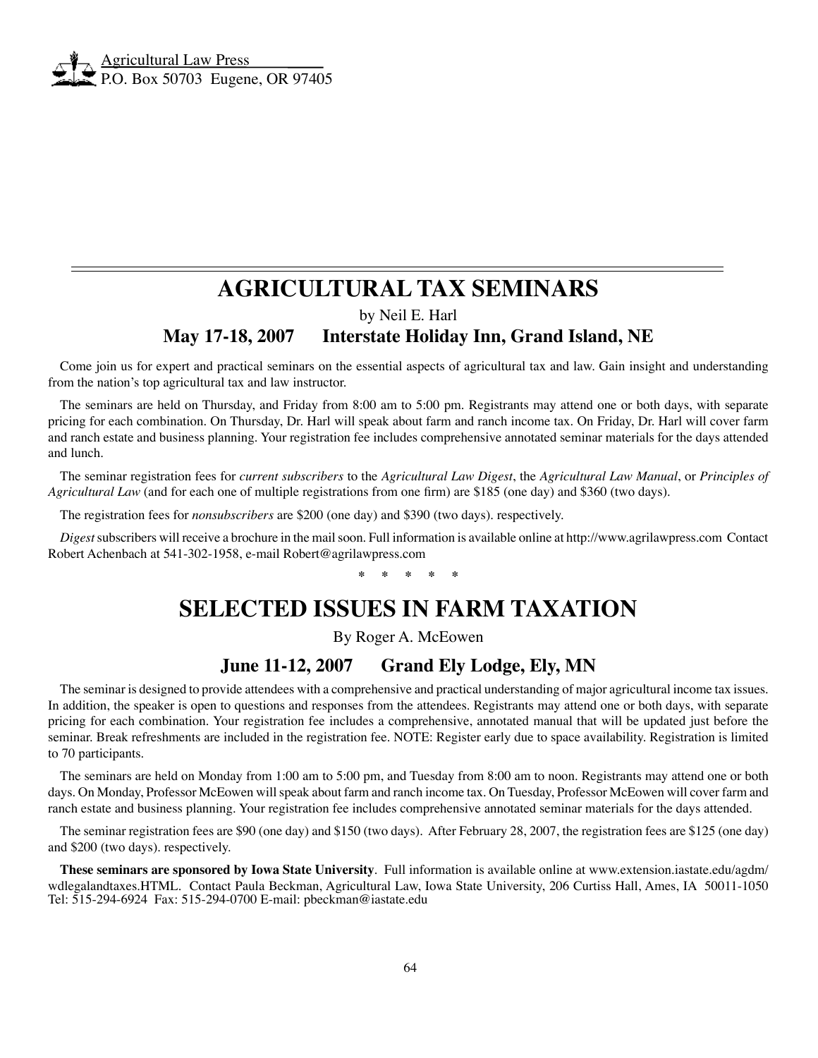Agricultural Law Press
P.O. Box 50703 Eugene, OR 97405

# AGRICULTURAL TAX SEMINARS

by Neil E. Harl

### May 17-18, 2007 Interstate Holiday Inn, Grand Island, NE

Come join us for expert and practical seminars on the essential aspects of agricultural tax and law. Gain insight and understanding from the nation's top agricultural tax and law instructor.

The seminars are held on Thursday, and Friday from 8:00 am to 5:00 pm. Registrants may attend one or both days, with separate pricing for each combination. On Thursday, Dr. Harl will speak about farm and ranch income tax. On Friday, Dr. Harl will cover farm and ranch estate and business planning. Your registration fee includes comprehensive annotated seminar materials for the days attended and lunch.

The seminar registration fees for *current subscribers* to the *Agricultural Law Digest*, the *Agricultural Law Manual*, or *Principles of Agricultural Law* (and for each one of multiple registrations from one firm) are $185 (one day) and $360 (two days).

The registration fees for *nonsubscribers* are $200 (one day) and $390 (two days). respectively.

*Digest* subscribers will receive a brochure in the mail soon. Full information is available online at http://www.agrilawpress.com Contact Robert Achenbach at 541-302-1958, e-mail Robert@agrilawpress.com

\* \* \* \* \*

# SELECTED ISSUES IN FARM TAXATION

By Roger A. McEowen

### June 11-12, 2007 Grand Ely Lodge, Ely, MN

The seminar is designed to provide attendees with a comprehensive and practical understanding of major agricultural income tax issues. In addition, the speaker is open to questions and responses from the attendees. Registrants may attend one or both days, with separate pricing for each combination. Your registration fee includes a comprehensive, annotated manual that will be updated just before the seminar. Break refreshments are included in the registration fee. NOTE: Register early due to space availability. Registration is limited to 70 participants.

The seminars are held on Monday from 1:00 am to 5:00 pm, and Tuesday from 8:00 am to noon. Registrants may attend one or both days. On Monday, Professor McEowen will speak about farm and ranch income tax. On Tuesday, Professor McEowen will cover farm and ranch estate and business planning. Your registration fee includes comprehensive annotated seminar materials for the days attended.

The seminar registration fees are $90 (one day) and $150 (two days). After February 28, 2007, the registration fees are $125 (one day) and $200 (two days). respectively.

**These seminars are sponsored by Iowa State University**. Full information is available online at www.extension.iastate.edu/agdm/wdlegalandtaxes.HTML. Contact Paula Beckman, Agricultural Law, Iowa State University, 206 Curtiss Hall, Ames, IA 50011-1050 Tel: 515-294-6924 Fax: 515-294-0700 E-mail: pbeckman@iastate.edu